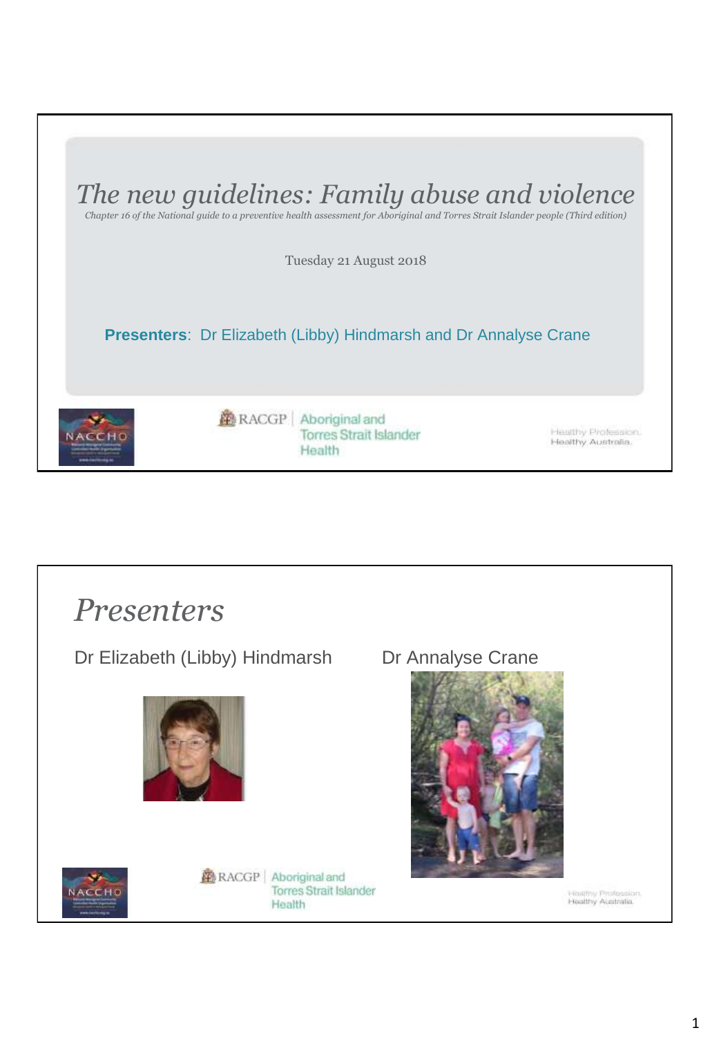# *The new guidelines: Family abuse and violence*

*Chapter 16 of the National guide to a preventive health assessment for Aboriginal and Torres Strait Islander people (Third edition)*

Tuesday 21 August 2018

**Presenters**: Dr Elizabeth (Libby) Hindmarsh and Dr Annalyse Crane

RACGP | Aboriginal and Torres Strait Islander Health

Healthy Profession. Healthy Australia.

---

# *Presenters*

Dr Elizabeth (Libby) Hindmarsh

Dr Annalyse Crane

RACGP | Aboriginal and Torres Strait Islander Health

Healthy Profession. Healthy Australia.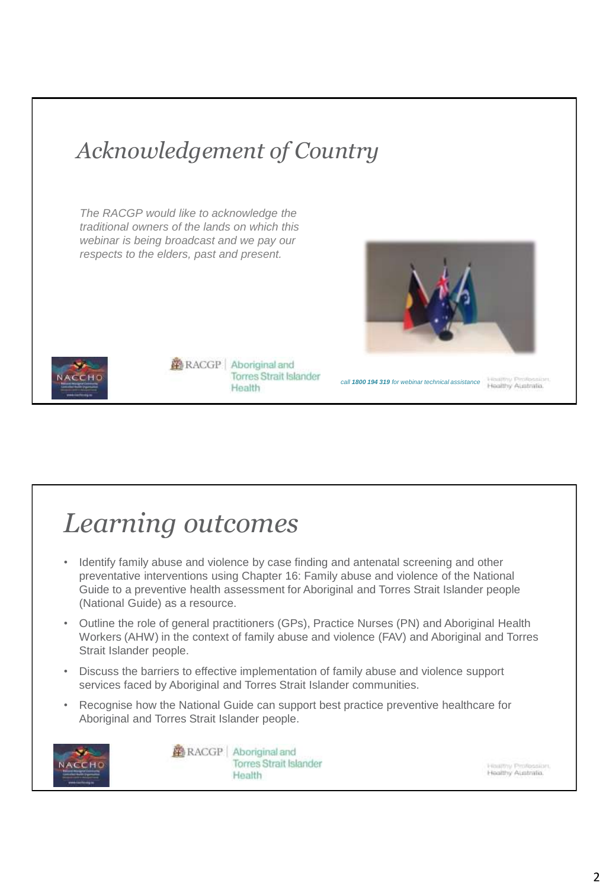## Acknowledgement of Country

*The RACGP would like to acknowledge the traditional owners of the lands on which this webinar is being broadcast and we pay our respects to the elders, past and present.*

*call* ***1800 194 319*** *for webinar technical assistance*

## Learning outcomes

- Identify family abuse and violence by case finding and antenatal screening and other preventative interventions using Chapter 16: Family abuse and violence of the National Guide to a preventive health assessment for Aboriginal and Torres Strait Islander people (National Guide) as a resource.
- Outline the role of general practitioners (GPs), Practice Nurses (PN) and Aboriginal Health Workers (AHW) in the context of family abuse and violence (FAV) and Aboriginal and Torres Strait Islander people.
- Discuss the barriers to effective implementation of family abuse and violence support services faced by Aboriginal and Torres Strait Islander communities.
- Recognise how the National Guide can support best practice preventive healthcare for Aboriginal and Torres Strait Islander people.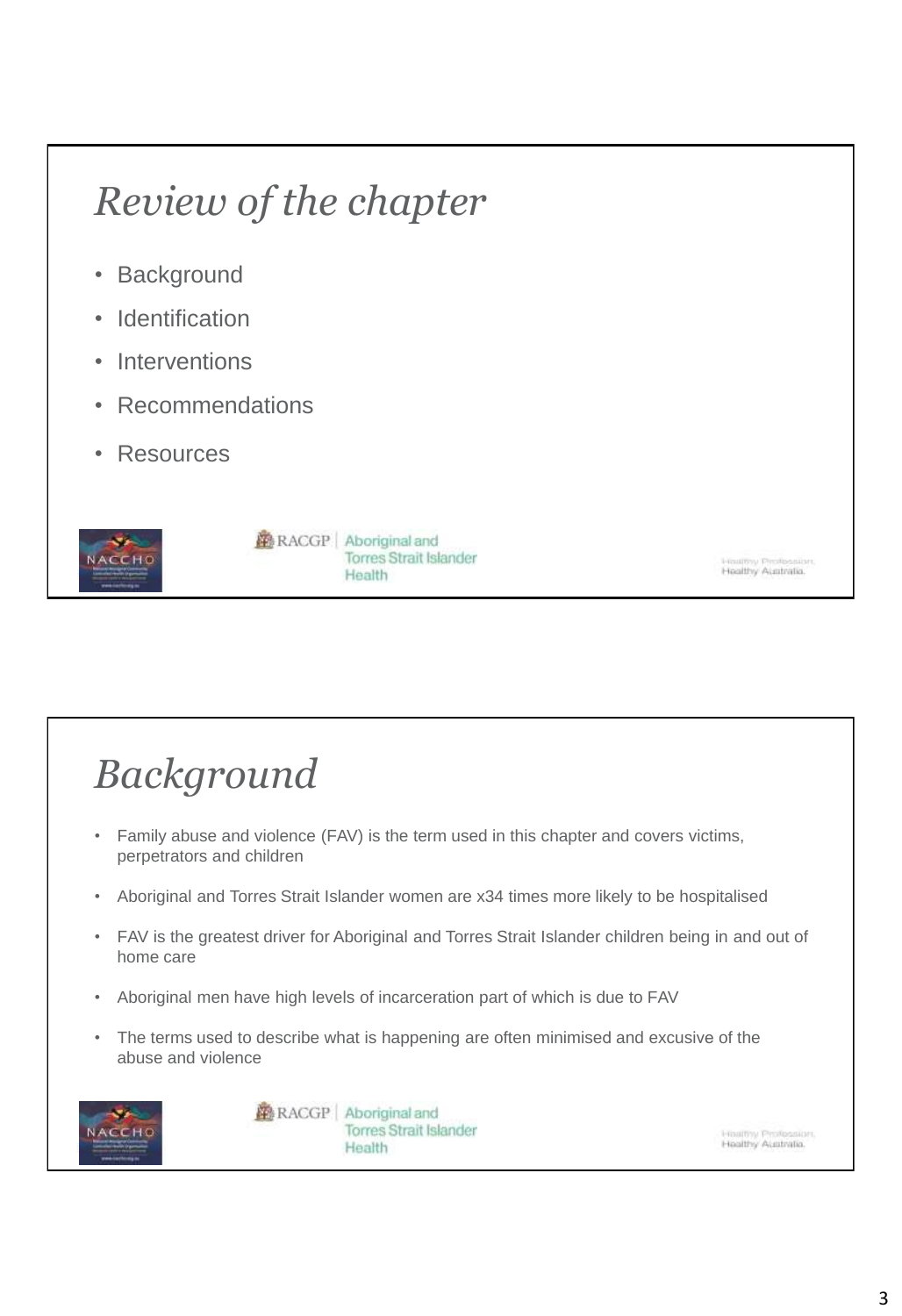## *Review of the chapter*

- Background
- Identification
- Interventions
- Recommendations
- Resources

## *Background*

- Family abuse and violence (FAV) is the term used in this chapter and covers victims, perpetrators and children
- Aboriginal and Torres Strait Islander women are x34 times more likely to be hospitalised
- FAV is the greatest driver for Aboriginal and Torres Strait Islander children being in and out of home care
- Aboriginal men have high levels of incarceration part of which is due to FAV
- The terms used to describe what is happening are often minimised and excusive of the abuse and violence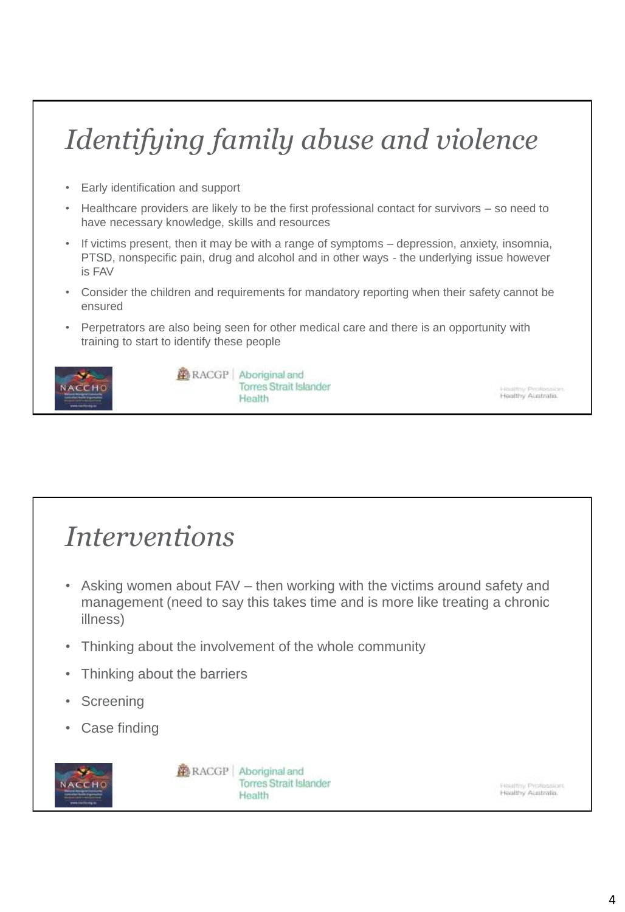# *Identifying family abuse and violence*

- Early identification and support
- Healthcare providers are likely to be the first professional contact for survivors – so need to have necessary knowledge, skills and resources
- If victims present, then it may be with a range of symptoms – depression, anxiety, insomnia, PTSD, nonspecific pain, drug and alcohol and in other ways - the underlying issue however is FAV
- Consider the children and requirements for mandatory reporting when their safety cannot be ensured
- Perpetrators are also being seen for other medical care and there is an opportunity with training to start to identify these people

NACCHO

RACGP | Aboriginal and Torres Strait Islander Health

Healthy Profession. Healthy Australia.

# *Interventions*

- Asking women about FAV – then working with the victims around safety and management (need to say this takes time and is more like treating a chronic illness)
- Thinking about the involvement of the whole community
- Thinking about the barriers
- Screening
- Case finding

NACCHO

RACGP | Aboriginal and Torres Strait Islander Health

Healthy Profession. Healthy Australia.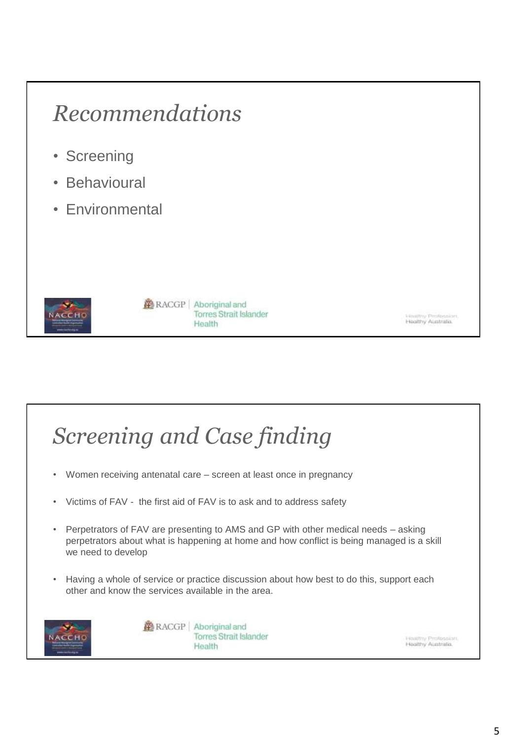# *Recommendations*

- Screening
- Behavioural
- Environmental

# *Screening and Case finding*

- Women receiving antenatal care – screen at least once in pregnancy
- Victims of FAV - the first aid of FAV is to ask and to address safety
- Perpetrators of FAV are presenting to AMS and GP with other medical needs – asking perpetrators about what is happening at home and how conflict is being managed is a skill we need to develop
- Having a whole of service or practice discussion about how best to do this, support each other and know the services available in the area.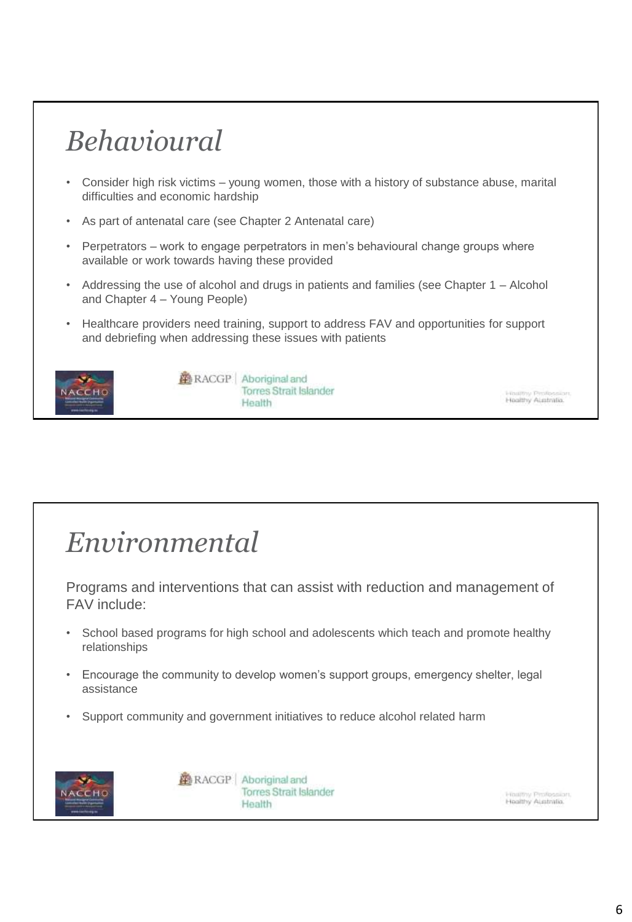# *Behavioural*

- Consider high risk victims – young women, those with a history of substance abuse, marital difficulties and economic hardship
- As part of antenatal care (see Chapter 2 Antenatal care)
- Perpetrators – work to engage perpetrators in men's behavioural change groups where available or work towards having these provided
- Addressing the use of alcohol and drugs in patients and families (see Chapter 1 – Alcohol and Chapter 4 – Young People)
- Healthcare providers need training, support to address FAV and opportunities for support and debriefing when addressing these issues with patients

# *Environmental*

Programs and interventions that can assist with reduction and management of FAV include:

- School based programs for high school and adolescents which teach and promote healthy relationships
- Encourage the community to develop women's support groups, emergency shelter, legal assistance
- Support community and government initiatives to reduce alcohol related harm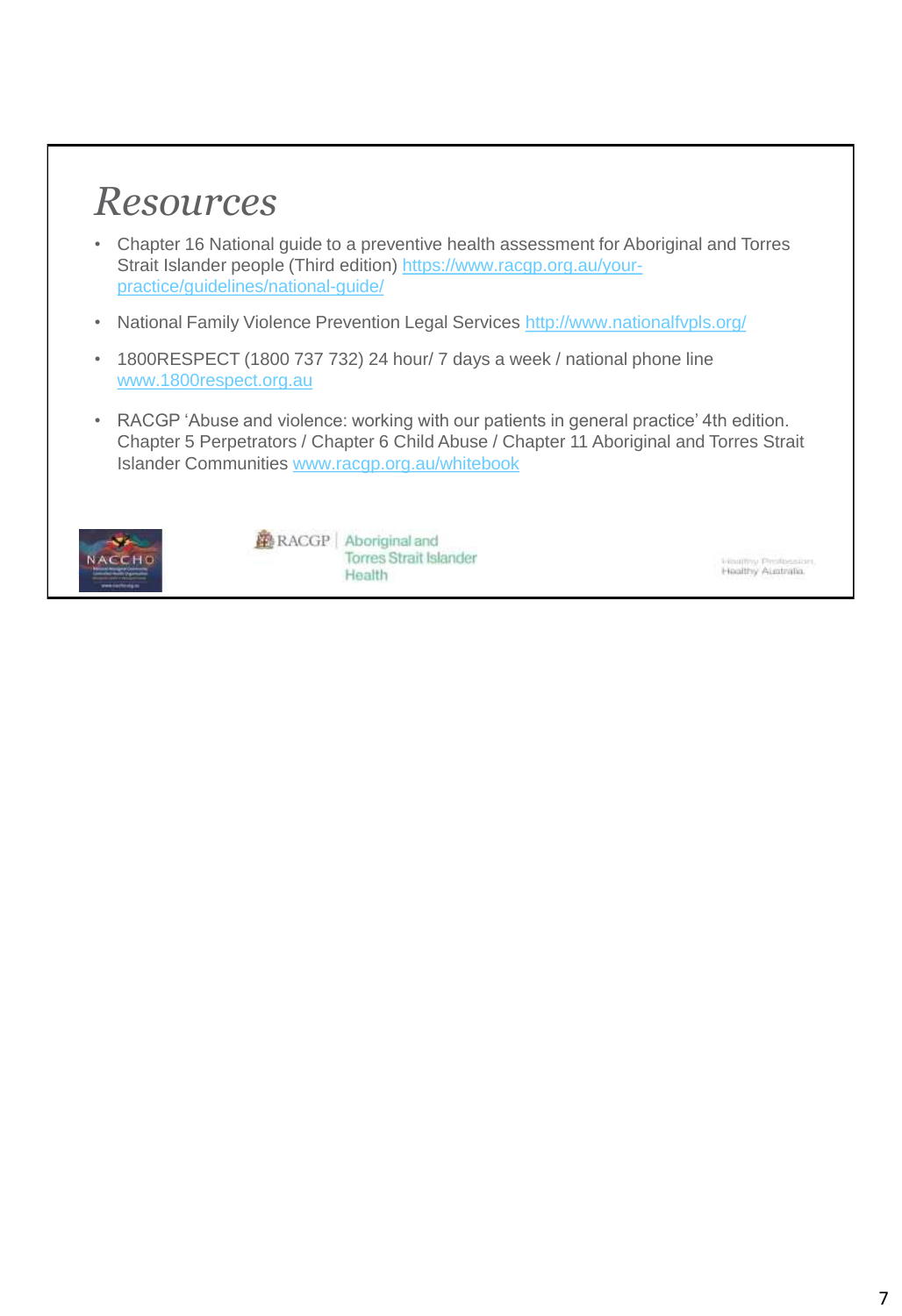# Resources

- Chapter 16 National guide to a preventive health assessment for Aboriginal and Torres Strait Islander people (Third edition) https://www.racgp.org.au/your-practice/guidelines/national-guide/
- National Family Violence Prevention Legal Services http://www.nationalfvpls.org/
- 1800RESPECT (1800 737 732) 24 hour/ 7 days a week / national phone line www.1800respect.org.au
- RACGP 'Abuse and violence: working with our patients in general practice' 4th edition. Chapter 5 Perpetrators / Chapter 6 Child Abuse / Chapter 11 Aboriginal and Torres Strait Islander Communities www.racgp.org.au/whitebook

NACCHO

RACGP | Aboriginal and Torres Strait Islander Health

Healthy Profession. Healthy Australia.